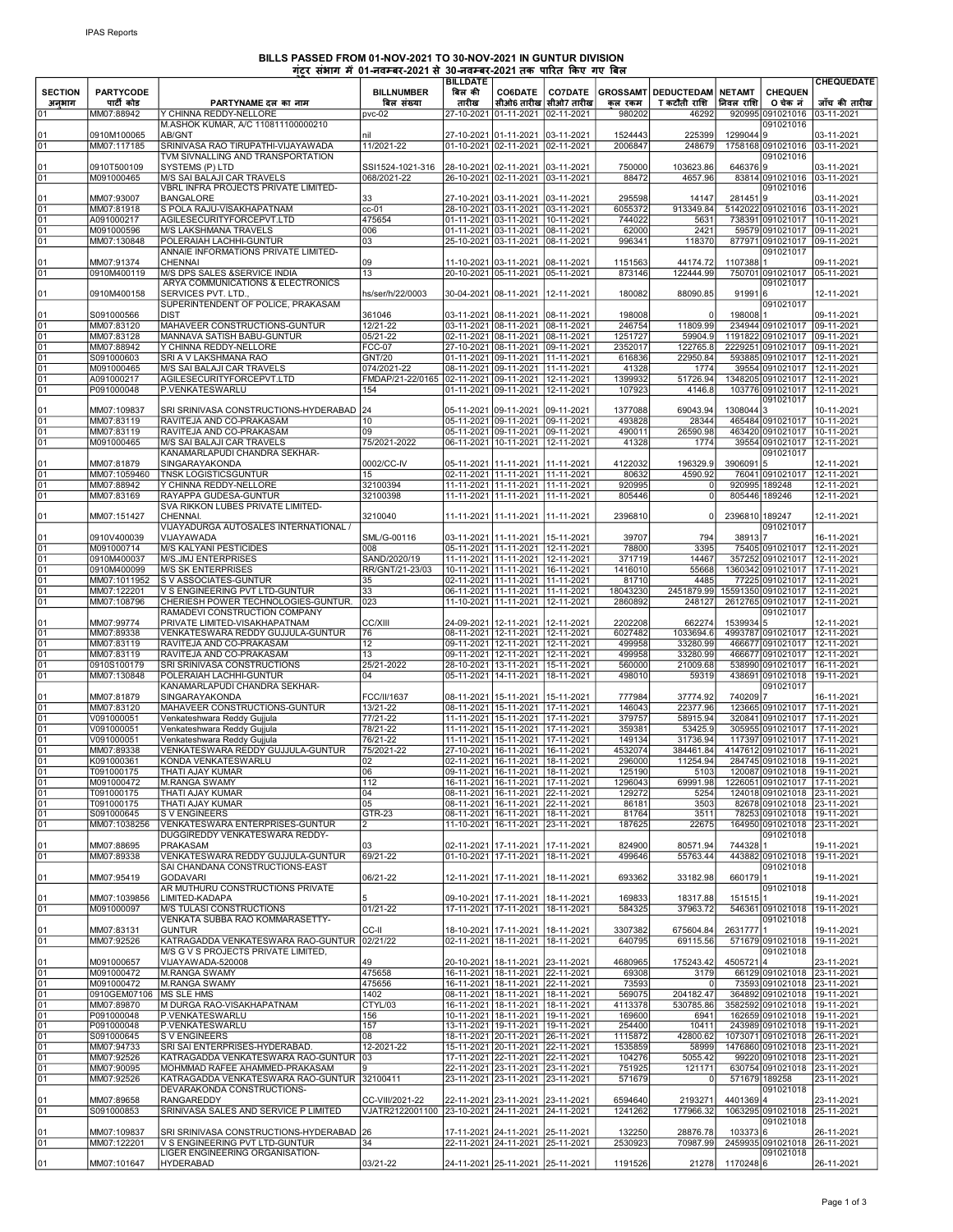IPAS Reports

# BILLS PASSED FROM 01-NOV-2021 TO 30-NOV-2021 IN GUNTUR DIVISION

## गुंटूर संभाग में 01-नवम्बर-2021 से 30-नवम्बर-2021 तक पारित किए गए बिल

| SECTION अनुभाग | PARTYCODE पार्टी कोड | PARTYNAME दल का नाम | BILLNUMBER बिल संख्या | BILLDATE बिल की तारीख | CO6DATE सीओ6 तारीख | CO7DATE सीओ7 तारीख | GROSSAMT कुल रकम | DEDUCTEDAMT कटौती राशि | NETAMT निवल राशि | CHEQUENO चेक नं | CHEQUEDATE जाँच की तारीख |
|---|---|---|---|---|---|---|---|---|---|---|---|
| 01 | MM07:88942 | Y CHINNA REDDY-NELLORE | pvc-02 | 27-10-2021 | 01-11-2021 | 02-11-2021 | 980202 | 46292 | 920995 | 0910210169 | 03-11-2021 |
| 01 | 0910M100065 | M.ASHOK KUMAR, A/C 110811100000210 AB/GNT | nil | 27-10-2021 | 01-11-2021 | 03-11-2021 | 1524443 | 225399 | 1299044 | 0910210169 | 03-11-2021 |
| 01 | MM07:117185 | SRINIVASA RAO TIRUPATHI-VIJAYAWADA | 11/2021-22 | 01-10-2021 | 02-11-2021 | 02-11-2021 | 2006847 | 248679 | 1758168 | 0910210169 | 03-11-2021 |
| 01 | 0910T500109 | TVM SIVNALLING AND TRANSPORTATION SYSTEMS (P) LTD | SSI1524-1021-316 | 28-10-2021 | 02-11-2021 | 03-11-2021 | 750000 | 103623.86 | 646376 | 0910210169 | 03-11-2021 |
| 01 | M091000465 | M/S SAI BALAJI CAR TRAVELS | 068/2021-22 | 26-10-2021 | 02-11-2021 | 03-11-2021 | 88472 | 4657.96 | 83814 | 0910210169 | 03-11-2021 |
| 01 | MM07:93007 | VBRL INFRA PROJECTS PRIVATE LIMITED-BANGALORE | 33 | 27-10-2021 | 03-11-2021 | 03-11-2021 | 295598 | 14147 | 281451 | 0910210169 | 03-11-2021 |
| 01 | MM07:81918 | S POLA RAJU-VISAKHAPATNAM | cc-01 | 28-10-2021 | 03-11-2021 | 03-11-2021 | 6055372 | 913349.84 | 5142022 | 0910210169 | 03-11-2021 |
| 01 | A091000217 | AGILESECURITYFORCEPVT.LTD | 475654 | 01-11-2021 | 03-11-2021 | 10-11-2021 | 744022 | 5631 | 738391 | 0910210170 | 10-11-2021 |
| 01 | M091000596 | M/S LAKSHMANA TRAVELS | 006 | 01-11-2021 | 03-11-2021 | 08-11-2021 | 62000 | 2421 | 59579 | 0910210170 | 09-11-2021 |
| 01 | MM07:130848 | POLERAIAH LACHHI-GUNTUR | 03 | 25-10-2021 | 03-11-2021 | 08-11-2021 | 996341 | 118370 | 877971 | 0910210170 | 09-11-2021 |
| 01 | MM07:91374 | ANNAIE INFORMATIONS PRIVATE LIMITED-CHENNAI | 09 | 11-10-2021 | 03-11-2021 | 08-11-2021 | 1151563 | 44174.72 | 1107388 | 0910210171 | 09-11-2021 |
| 01 | 0910M400119 | M/S DPS SALES &SERVICE INDIA | 13 | 20-10-2021 | 05-11-2021 | 05-11-2021 | 873146 | 122444.99 | 750701 | 0910210170 | 05-11-2021 |
| 01 | 0910M400158 | ARYA COMMUNICATIONS & ELECTRONICS SERVICES PVT. LTD., | hs/ser/h/22/0003 | 30-04-2021 | 08-11-2021 | 12-11-2021 | 180082 | 88090.85 | 91991 | 0910210176 | 12-11-2021 |
| 01 | S091000566 | SUPERINTENDENT OF POLICE, PRAKASAM DIST | 361046 | 03-11-2021 | 08-11-2021 | 08-11-2021 | 198008 | 0 | 198008 | 0910210171 | 09-11-2021 |
| 01 | MM07:83120 | MAHAVEER CONSTRUCTIONS-GUNTUR | 12/21-22 | 03-11-2021 | 08-11-2021 | 08-11-2021 | 246754 | 11809.99 | 234944 | 0910210170 | 09-11-2021 |
| 01 | MM07:83128 | MANNAVA SATISH BABU-GUNTUR | 05/21-22 | 02-11-2021 | 08-11-2021 | 08-11-2021 | 1251727 | 59904.9 | 1191822 | 0910210170 | 09-11-2021 |
| 01 | MM07:88942 | Y CHINNA REDDY-NELLORE | FCC-07 | 27-10-2021 | 08-11-2021 | 09-11-2021 | 2352017 | 122765.8 | 2229251 | 0910210170 | 09-11-2021 |
| 01 | S091000603 | SRI A V LAKSHMANA RAO | GNT/20 | 01-11-2021 | 09-11-2021 | 11-11-2021 | 616836 | 22950.84 | 593885 | 0910210170 | 12-11-2021 |
| 01 | M091000465 | M/S SAI BALAJI CAR TRAVELS | 074/2021-22 | 08-11-2021 | 09-11-2021 | 11-11-2021 | 41328 | 1774 | 39554 | 0910210170 | 12-11-2021 |
| 01 | A091000217 | AGILESECURITYFORCEPVT.LTD | FMDAP/21-22/0165 | 02-11-2021 | 09-11-2021 | 12-11-2021 | 1399932 | 51726.94 | 1348205 | 0910210170 | 12-11-2021 |
| 01 | P091000048 | P.VENKATESWARLU | 154 | 01-11-2021 | 09-11-2021 | 12-11-2021 | 107923 | 4146.8 | 103776 | 0910210170 | 12-11-2021 |
| 01 | MM07:109837 | SRI SRINIVASA CONSTRUCTIONS-HYDERABAD | 24 | 05-11-2021 | 09-11-2021 | 09-11-2021 | 1377088 | 69043.94 | 1308044 | 0910210173 | 10-11-2021 |
| 01 | MM07:83119 | RAVITEJA AND CO-PRAKASAM | 10 | 05-11-2021 | 09-11-2021 | 09-11-2021 | 493828 | 28344 | 465484 | 0910210170 | 10-11-2021 |
| 01 | MM07:83119 | RAVITEJA AND CO-PRAKASAM | 09 | 05-11-2021 | 09-11-2021 | 09-11-2021 | 490011 | 26590.98 | 463420 | 0910210170 | 10-11-2021 |
| 01 | M091000465 | M/S SAI BALAJI CAR TRAVELS | 75/2021-2022 | 06-11-2021 | 10-11-2021 | 12-11-2021 | 41328 | 1774 | 39554 | 0910210170 | 12-11-2021 |
| 01 | MM07:81879 | KANAMARLAPUDI CHANDRA SEKHAR-SINGARAYAKONDA | 0002/CC-IV | 05-11-2021 | 11-11-2021 | 11-11-2021 | 4122032 | 196329.9 | 3906091 | 0910210175 | 12-11-2021 |
| 01 | MM07:1059460 | TNSK LOGISTICSGUNTUR | 15 | 02-11-2021 | 11-11-2021 | 11-11-2021 | 80632 | 4590.92 | 76041 | 0910210170 | 12-11-2021 |
| 01 | MM07:88942 | Y CHINNA REDDY-NELLORE | 32100394 | 11-11-2021 | 11-11-2021 | 11-11-2021 | 920995 | 0 | 920995 | 189248 | 12-11-2021 |
| 01 | MM07:83169 | RAYAPPA GUDESA-GUNTUR | 32100398 | 11-11-2021 | 11-11-2021 | 11-11-2021 | 805446 | 0 | 805446 | 189246 | 12-11-2021 |
| 01 | MM07:151427 | SVA RIKKON LUBES PRIVATE LIMITED-CHENNAI. | 3210040 | 11-11-2021 | 11-11-2021 | 11-11-2021 | 2396810 | 0 | 2396810 | 189247 | 12-11-2021 |
| 01 | 0910V400039 | VIJAYADURGA AUTOSALES INTERNATIONAL / VIJAYAWADA | SML/G-00116 | 03-11-2021 | 11-11-2021 | 15-11-2021 | 39707 | 794 | 38913 | 0910210177 | 16-11-2021 |
| 01 | M091000714 | M/S KALYANI PESTICIDES | 008 | 05-11-2021 | 11-11-2021 | 12-11-2021 | 78800 | 3395 | 75405 | 0910210170 | 12-11-2021 |
| 01 | 0910M400037 | M/S.JMJ ENTERPRISES | SAND/2020/19 | 11-11-2021 | 11-11-2021 | 12-11-2021 | 371719 | 14467 | 357252 | 0910210170 | 12-11-2021 |
| 01 | 0910M400099 | M/S SK ENTERPRISES | RR/GNT/21-23/03 | 10-11-2021 | 11-11-2021 | 16-11-2021 | 1416010 | 55668 | 1360342 | 0910210170 | 17-11-2021 |
| 01 | MM07:1011952 | S V ASSOCIATES-GUNTUR | 35 | 02-11-2021 | 11-11-2021 | 11-11-2021 | 81710 | 4485 | 77225 | 0910210170 | 12-11-2021 |
| 01 | MM07:122201 | V S ENGINEERING PVT LTD-GUNTUR | 33 | 06-11-2021 | 11-11-2021 | 11-11-2021 | 18043230 | 2451879.99 | 15591350 | 0910210170 | 12-11-2021 |
| 01 | MM07:108796 | CHERIESH POWER TECHNOLOGIES-GUNTUR. | 023 | 11-10-2021 | 11-11-2021 | 12-11-2021 | 2860892 | 248127 | 2612765 | 0910210170 | 12-11-2021 |
| 01 | MM07:99774 | RAMADEVI CONSTRUCTION COMPANY PRIVATE LIMITED-VISAKHAPATNAM | CC/XIII | 24-09-2021 | 12-11-2021 | 12-11-2021 | 2202208 | 662274 | 1539934 | 0910210175 | 12-11-2021 |
| 01 | MM07:89338 | VENKATESWARA REDDY GUJJULA-GUNTUR | 76 | 08-11-2021 | 12-11-2021 | 12-11-2021 | 6027482 | 1033694.6 | 4993787 | 0910210170 | 12-11-2021 |
| 01 | MM07:83119 | RAVITEJA AND CO-PRAKASAM | 12 | 09-11-2021 | 12-11-2021 | 12-11-2021 | 499958 | 33280.99 | 466677 | 0910210170 | 12-11-2021 |
| 01 | MM07:83119 | RAVITEJA AND CO-PRAKASAM | 13 | 09-11-2021 | 12-11-2021 | 12-11-2021 | 499958 | 33280.99 | 466677 | 0910210170 | 12-11-2021 |
| 01 | 0910S100179 | SRI SRINIVASA CONSTRUCTIONS | 25/21-2022 | 28-10-2021 | 13-11-2021 | 15-11-2021 | 560000 | 21009.68 | 538990 | 0910210170 | 16-11-2021 |
| 01 | MM07:130848 | POLERAIAH LACHHI-GUNTUR | 04 | 05-11-2021 | 14-11-2021 | 18-11-2021 | 498010 | 59319 | 438691 | 0910210180 | 19-11-2021 |
| 01 | MM07:81879 | KANAMARLAPUDI CHANDRA SEKHAR-SINGARAYAKONDA | FCC/II/1637 | 08-11-2021 | 15-11-2021 | 15-11-2021 | 777984 | 37774.92 | 740209 | 0910210177 | 16-11-2021 |
| 01 | MM07:83120 | MAHAVEER CONSTRUCTIONS-GUNTUR | 13/21-22 | 08-11-2021 | 15-11-2021 | 17-11-2021 | 146043 | 22377.96 | 123665 | 0910210170 | 17-11-2021 |
| 01 | V091000051 | Venkateshwara Reddy Gujjula | 77/21-22 | 11-11-2021 | 15-11-2021 | 17-11-2021 | 379757 | 58915.94 | 320841 | 0910210170 | 17-11-2021 |
| 01 | V091000051 | Venkateshwara Reddy Gujjula | 78/21-22 | 11-11-2021 | 15-11-2021 | 17-11-2021 | 359381 | 53425.9 | 305955 | 0910210170 | 17-11-2021 |
| 01 | V091000051 | Venkateshwara Reddy Gujjula | 76/21-22 | 11-11-2021 | 15-11-2021 | 17-11-2021 | 149134 | 31736.94 | 117397 | 0910210170 | 17-11-2021 |
| 01 | MM07:89338 | VENKATESWARA REDDY GUJJULA-GUNTUR | 75/2021-22 | 27-10-2021 | 16-11-2021 | 16-11-2021 | 4532074 | 384461.84 | 4147612 | 0910210170 | 16-11-2021 |
| 01 | K091000361 | KONDA VENKATESWARLU | 02 | 02-11-2021 | 16-11-2021 | 18-11-2021 | 296000 | 11254.94 | 284745 | 0910210180 | 19-11-2021 |
| 01 | T091000175 | THATI AJAY KUMAR | 06 | 09-11-2021 | 16-11-2021 | 18-11-2021 | 125190 | 5103 | 120087 | 0910210180 | 19-11-2021 |
| 01 | M091000472 | M.RANGA SWAMY | 112 | 16-11-2021 | 16-11-2021 | 17-11-2021 | 1296043 | 69991.98 | 1226051 | 0910210170 | 17-11-2021 |
| 01 | T091000175 | THATI AJAY KUMAR | 04 | 08-11-2021 | 16-11-2021 | 22-11-2021 | 129272 | 5254 | 124018 | 0910210180 | 23-11-2021 |
| 01 | T091000175 | THATI AJAY KUMAR | 05 | 08-11-2021 | 16-11-2021 | 22-11-2021 | 86181 | 3503 | 82678 | 0910210180 | 23-11-2021 |
| 01 | S091000645 | S V ENGINEERS | GTR-23 | 08-11-2021 | 16-11-2021 | 18-11-2021 | 81764 | 3511 | 78253 | 0910210180 | 19-11-2021 |
| 01 | MM07:1038256 | VENKATESWARA ENTERPRISES-GUNTUR | 2 | 11-10-2021 | 16-11-2021 | 23-11-2021 | 187625 | 22675 | 164950 | 0910210180 | 23-11-2021 |
| 01 | MM07:88695 | DUGGIREDDY VENKATESWARA REDDY-PRAKASAM | 03 | 02-11-2021 | 17-11-2021 | 17-11-2021 | 824900 | 80571.94 | 744328 | 0910210181 | 19-11-2021 |
| 01 | MM07:89338 | VENKATESWARA REDDY GUJJULA-GUNTUR | 69/21-22 | 01-10-2021 | 17-11-2021 | 18-11-2021 | 499646 | 55763.44 | 443882 | 0910210180 | 19-11-2021 |
| 01 | MM07:95419 | SAI CHANDANA CONSTRUCTIONS-EAST GODAVARI | 06/21-22 | 12-11-2021 | 17-11-2021 | 18-11-2021 | 693362 | 33182.98 | 660179 | 0910210181 | 19-11-2021 |
| 01 | MM07:1039856 | AR MUTHURU CONSTRUCTIONS PRIVATE LIMITED-KADAPA | 5 | 09-10-2021 | 17-11-2021 | 18-11-2021 | 169833 | 18317.88 | 151515 | 0910210181 | 19-11-2021 |
| 01 | M091000097 | M/S TULASI CONSTRUCTIONS | 01/21-22 | 17-11-2021 | 17-11-2021 | 18-11-2021 | 584325 | 37963.72 | 546361 | 0910210180 | 19-11-2021 |
| 01 | MM07:83131 | VENKATA SUBBA RAO KOMMARASETTY-GUNTUR | CC-II | 18-10-2021 | 17-11-2021 | 18-11-2021 | 3307382 | 675604.84 | 2631777 | 0910210181 | 19-11-2021 |
| 01 | MM07:92526 | KATRAGADDA VENKATESWARA RAO-GUNTUR | 02/21-22 | 02-11-2021 | 18-11-2021 | 18-11-2021 | 640795 | 69115.56 | 571679 | 0910210180 | 19-11-2021 |
| 01 | M091000657 | M/S G V S PROJECTS PRIVATE LIMITED, VIJAYAWADA-520008 | 49 | 20-10-2021 | 18-11-2021 | 23-11-2021 | 4680965 | 175243.42 | 4505721 | 0910210184 | 23-11-2021 |
| 01 | M091000472 | M.RANGA SWAMY | 475658 | 16-11-2021 | 18-11-2021 | 22-11-2021 | 69308 | 3179 | 66129 | 0910210180 | 23-11-2021 |
| 01 | M091000472 | M.RANGA SWAMY | 475656 | 16-11-2021 | 18-11-2021 | 22-11-2021 | 73593 | 0 | 73593 | 0910210180 | 23-11-2021 |
| 01 | 0910GEM07106 | MS SLE HMS | 1402 | 08-11-2021 | 18-11-2021 | 18-11-2021 | 569075 | 204182.47 | 364892 | 0910210180 | 19-11-2021 |
| 01 | MM07:89870 | M DURGA RAO-VISAKHAPATNAM | CTYL/03 | 16-11-2021 | 18-11-2021 | 18-11-2021 | 4113378 | 530785.86 | 3582592 | 0910210180 | 19-11-2021 |
| 01 | P091000048 | P.VENKATESWARLU | 156 | 10-11-2021 | 18-11-2021 | 19-11-2021 | 169600 | 6941 | 162659 | 0910210180 | 19-11-2021 |
| 01 | P091000048 | P.VENKATESWARLU | 157 | 13-11-2021 | 19-11-2021 | 19-11-2021 | 254400 | 10411 | 243989 | 0910210180 | 19-11-2021 |
| 01 | S091000645 | S V ENGINEERS | 08 | 18-11-2021 | 20-11-2021 | 26-11-2021 | 1115872 | 42800.62 | 1073071 | 0910210180 | 26-11-2021 |
| 01 | MM07:94733 | SRI SAI ENTERPRISES-HYDERABAD. | 12-2021-22 | 15-11-2021 | 20-11-2021 | 22-11-2021 | 1535859 | 58999 | 1476860 | 0910210180 | 23-11-2021 |
| 01 | MM07:92526 | KATRAGADDA VENKATESWARA RAO-GUNTUR | 03 | 17-11-2021 | 22-11-2021 | 22-11-2021 | 104276 | 5055.42 | 99220 | 0910210180 | 23-11-2021 |
| 01 | MM07:90095 | MOHMMAD RAFEE AHAMMED-PRAKASAM | 9 | 22-11-2021 | 23-11-2021 | 23-11-2021 | 751925 | 121171 | 630754 | 0910210180 | 23-11-2021 |
| 01 | MM07:92526 | KATRAGADDA VENKATESWARA RAO-GUNTUR | 32100411 | 23-11-2021 | 23-11-2021 | 23-11-2021 | 571679 | 0 | 571679 | 189258 | 23-11-2021 |
| 01 | MM07:89658 | DEVARAKONDA CONSTRUCTIONS-RANGAREDDY | CC-VIII/2021-22 | 22-11-2021 | 23-11-2021 | 23-11-2021 | 6594640 | 2193271 | 4401369 | 0910210184 | 23-11-2021 |
| 01 | S091000853 | SRINIVASA SALES AND SERVICE P LIMITED | VJATR2122001100 | 23-10-2021 | 24-11-2021 | 24-11-2021 | 1241262 | 177966.32 | 1063295 | 0910210180 | 25-11-2021 |
| 01 | MM07:109837 | SRI SRINIVASA CONSTRUCTIONS-HYDERABAD | 26 | 17-11-2021 | 24-11-2021 | 25-11-2021 | 132250 | 28876.78 | 103373 | 0910210186 | 26-11-2021 |
| 01 | MM07:122201 | V S ENGINEERING PVT LTD-GUNTUR | 34 | 22-11-2021 | 24-11-2021 | 25-11-2021 | 2530923 | 70987.99 | 2459935 | 0910210180 | 26-11-2021 |
| 01 | MM07:101647 | LIGER ENGINEERING ORGANISATION-HYDERABAD | 03/21-22 | 24-11-2021 | 25-11-2021 | 25-11-2021 | 1191526 | 21278 | 1170248 | 0910210186 | 26-11-2021 |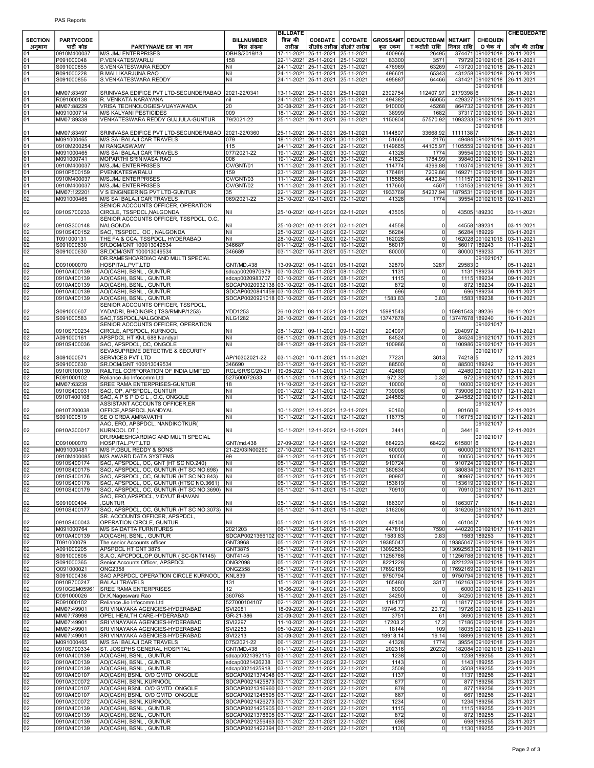| SECTION अनुभाग | PARTYCODE पार्टी कोड | PARTYNAME दल का नाम | BILLNUMBER बिल संख्या | BILLDATE बिल की तारीख | CO6DATE सीओ6 तारीख | CO7DATE सीओ7 तारीख | GROSSAMT कुल रकम | DEDUCTEDAMT कटौती राशि | NETAMT निवल राशि | CHEQUENO चेक नं | CHEQUEDATE जाँच की तारीख |
|---|---|---|---|---|---|---|---|---|---|---|---|
| 01 | 0910M400037 | M/S.JMJ ENTERPRISES | OBHS/2019/13 | 17-11-2021 | 25-11-2021 | 25-11-2021 | 400966 | 26495 | 374471 | 091021018 | 26-11-2021 |
| 01 | P091000048 | P.VENKATESWARLU | 158 | 22-11-2021 | 25-11-2021 | 25-11-2021 | 83300 | 3571 | 79729 | 091021018 | 26-11-2021 |
| 01 | S091000855 | S.VENKATESWARA REDDY | Nil | 24-11-2021 | 25-11-2021 | 25-11-2021 | 476989 | 63269 | 413720 | 091021018 | 26-11-2021 |
| 01 | B091000228 | B.MALLIKARJUNA RAO | Nil | 24-11-2021 | 25-11-2021 | 25-11-2021 | 496601 | 65343 | 431258 | 091021018 | 26-11-2021 |
| 01 | S091000855 | S.VENKATESWARA REDDY | Nil | 24-11-2021 | 25-11-2021 | 25-11-2021 | 495887 | 64466 | 431421 | 091021018 | 26-11-2021 |
| 01 | MM07:83497 | SRINIVASA EDIFICE PVT LTD-SECUNDERABAD | 2021-22/0341 | 13-11-2021 | 25-11-2021 | 25-11-2021 | 2302754 | 112407.97 | 2179398 | 0910210186 | 26-11-2021 |
| 01 | R091000138 | R. VENKATA NARAYANA | nil | 24-11-2021 | 25-11-2021 | 25-11-2021 | 494382 | 65055 | 429327 | 091021018 | 26-11-2021 |
| 01 | MM07:88229 | VRISA TECHNOLOGIES-VIJAYAWADA | 20 | 30-08-2021 | 25-11-2021 | 26-11-2021 | 910000 | 45268 | 864732 | 091021018 | 26-11-2021 |
| 01 | M091000714 | M/S KALYANI PESTICIDES | 009 | 18-11-2021 | 26-11-2021 | 30-11-2021 | 38999 | 1682 | 37317 | 091021019 | 30-11-2021 |
| 01 | MM07:89338 | VENKATESWARA REDDY GUJJULA-GUNTUR | 79/2021-22 | 25-11-2021 | 26-11-2021 | 26-11-2021 | 1150804 | 57570.92 | 1093233 | 091021018 | 26-11-2021 |
| 01 | MM07:83497 | SRINIVASA EDIFICE PVT LTD-SECUNDERABAD | 2021-22/0360 | 25-11-2021 | 26-11-2021 | 26-11-2021 | 1144807 | 33668.92 | 1111138 | 0910210187 | 26-11-2021 |
| 01 | M091000465 | M/S SAI BALAJI CAR TRAVELS | 079 | 18-11-2021 | 26-11-2021 | 30-11-2021 | 51660 | 2176 | 49484 | 091021019 | 30-11-2021 |
| 01 | 0910M200254 | M RANGASWAMY | 115 | 24-11-2021 | 26-11-2021 | 29-11-2021 | 1149665 | 44105.97 | 1105559 | 091021018 | 30-11-2021 |
| 01 | M091000465 | M/S SAI BALAJI CAR TRAVELS | 077/2021-22 | 19-11-2021 | 26-11-2021 | 30-11-2021 | 41328 | 1774 | 39554 | 091021019 | 30-11-2021 |
| 01 | M091000741 | MOPARTHI SRINIVASA RAO | 006 | 19-11-2021 | 26-11-2021 | 30-11-2021 | 41625 | 1784.99 | 39840 | 091021019 | 30-11-2021 |
| 01 | 0910M400037 | M/S.JMJ ENTERPRISES | CV/GNT/01 | 11-11-2021 | 28-11-2021 | 30-11-2021 | 114774 | 4399.88 | 110374 | 091021019 | 30-11-2021 |
| 01 | 0910P500159 | PVENKATESWRALU | 159 | 23-11-2021 | 28-11-2021 | 29-11-2021 | 176481 | 7209.86 | 169271 | 091021018 | 30-11-2021 |
| 01 | 0910M400037 | M/S.JMJ ENTERPRISES | CV/GNT/03 | 11-11-2021 | 28-11-2021 | 30-11-2021 | 115588 | 4430.84 | 111157 | 091021019 | 30-11-2021 |
| 01 | 0910M400037 | M/S.JMJ ENTERPRISES | CV/GNT/02 | 11-11-2021 | 28-11-2021 | 30-11-2021 | 117660 | 4507 | 113153 | 091021019 | 30-11-2021 |
| 01 | MM07:122201 | V S ENGINEERING PVT LTD-GUNTUR | 35 | 22-11-2021 | 29-11-2021 | 29-11-2021 | 1933769 | 54237.94 | 1879531 | 091021018 | 30-11-2021 |
| 02 | M091000465 | M/S SAI BALAJI CAR TRAVELS | 069/2021-22 | 25-10-2021 | 02-11-2021 | 02-11-2021 | 41328 | 1774 | 39554 | 091021016 | 02-11-2021 |
| 02 | 0910S700233 | SENIOR ACCOUNTS OFFICER, OPERATION CIRCLE, TSSPDCL,NALGONDA | Nil | 25-10-2021 | 02-11-2021 | 02-11-2021 | 43505 | 0 | 43505 | 189230 | 03-11-2021 |
| 02 | 0910S300148 | SENIOR ACCOUNTS OFFICER, TSSPDCL, O.C, NALGONDA | Nil | 25-10-2021 | 02-11-2021 | 02-11-2021 | 44558 | 0 | 44558 | 189231 | 03-11-2021 |
| 02 | 0910S400152 | SAO, TSSPDCL, OC , NALGONDA | Nil | 25-10-2021 | 02-11-2021 | 02-11-2021 | 56284 | 0 | 56284 | 189229 | 03-11-2021 |
| 02 | T091000131 | THE FA & CCA, TSSPDCL, HYDERABAD | Nil | 28-10-2021 | 02-11-2021 | 02-11-2021 | 162028 | 0 | 162028 | 091021016 | 03-11-2021 |
| 02 | S091000630 | SR.DCM/GNT 100013049534 | 346687 | 01-11-2021 | 05-11-2021 | 10-11-2021 | 56017 | 0 | 56017 | 189243 | 11-11-2021 |
| 02 | S091000630 | SR.DCM/GNT 100013049534 | 346689 | 03-11-2021 | 05-11-2021 | 05-11-2021 | 80000 | 0 | 80000 | 189233 | 05-11-2021 |
| 02 | D091000070 | DR.RAMESHCARDIAC AND MULTI SPECIAL HOSPITAL.PVT.LTD | GNT/MD.438 | 13-09-2021 | 05-11-2021 | 05-11-2021 | 32870 | 3287 | 29583 | 0910210170 | 05-11-2021 |
| 02 | 0910A400139 | AO(CASH), BSNL , GUNTUR | sdcap0020970979 | 03-10-2021 | 05-11-2021 | 08-11-2021 | 1131 | 0 | 1131 | 189234 | 09-11-2021 |
| 02 | 0910A400139 | AO(CASH), BSNL , GUNTUR | sdcap0020983707 | 03-10-2021 | 05-11-2021 | 08-11-2021 | 1115 | 0 | 1115 | 189234 | 09-11-2021 |
| 02 | 0910A400139 | AO(CASH), BSNL , GUNTUR | SDCAP0020932138 | 03-10-2021 | 05-11-2021 | 08-11-2021 | 872 | 0 | 872 | 189234 | 09-11-2021 |
| 02 | 0910A400139 | AO(CASH), BSNL , GUNTUR | SDCAP0020841459 | 03-10-2021 | 05-11-2021 | 08-11-2021 | 696 | 0 | 696 | 189234 | 09-11-2021 |
| 02 | 0910A400139 | AO(CASH), BSNL , GUNTUR | SDCAP0020921018 | 03-10-2021 | 05-11-2021 | 09-11-2021 | 1583.83 | 0.83 | 1583 | 189238 | 10-11-2021 |
| 02 | S091000607 | SENIOR ACCOUNTS OFFICER, TSSPDCL, YADADRI, BHOINGIR.( TSS/RMNP/1253) | YDD1253 | 26-10-2021 | 08-11-2021 | 08-11-2021 | 15981543 | 0 | 15981543 | 189236 | 09-11-2021 |
| 02 | S091000583 | SAO,TSSPDCL,NALGONDA | NLG1282 | 26-10-2021 | 09-11-2021 | 09-11-2021 | 13747678 | 0 | 13747678 | 189240 | 10-11-2021 |
| 02 | 0910S700234 | SENIOR ACCOUNTS OFFICER, OPERATION CIRCLE, APSPDCL, KURNOOL | Nil | 08-11-2021 | 09-11-2021 | 09-11-2021 | 204097 | 0 | 204097 | 0910210172 | 10-11-2021 |
| 02 | A091000161 | APSPDCL HT KNL 688 Nandyal | Nil | 08-11-2021 | 09-11-2021 | 09-11-2021 | 84524 | 0 | 84524 | 091021017 | 10-11-2021 |
| 02 | 0910S400036 | SAO, APSPDCL, OC, ONGOLE | Nil | 08-11-2021 | 09-11-2021 | 09-11-2021 | 100986 | 0 | 100986 | 091021017 | 10-11-2021 |
| 02 | S091000571 | SEVASUPREME DETECTIVE & SECURITY SERVICES PVT LTD | AP/10302021-22 | 03-11-2021 | 10-11-2021 | 11-11-2021 | 77231 | 3013 | 74218 | 0910210175 | 12-11-2021 |
| 02 | S091000630 | SR.DCM/GNT 100013049534 | 346690 | 03-11-2021 | 10-11-2021 | 10-11-2021 | 88500 | 0 | 88500 | 189242 | 10-11-2021 |
| 02 | 0910R100130 | RAILTEL CORPORATION OF INDIA LIMITED | RCL/SR/SC/20-21/ | 19-05-2021 | 10-11-2021 | 11-11-2021 | 42480 | 0 | 42480 | 091021017 | 12-11-2021 |
| 02 | R091000102 | Reliance Jio Infocomm Ltd | 527500072633 | 01-11-2021 | 11-11-2021 | 12-11-2021 | 972.32 | 0.32 | 972 | 091021017 | 12-11-2021 |
| 02 | MM07:63239 | SREE RAMA ENTERPRISES-GUNTUR | 18 | 11-10-2021 | 12-11-2021 | 12-11-2021 | 10000 | 0 | 10000 | 091021017 | 12-11-2021 |
| 02 | 0910S400031 | SAO, OP, APSPDCL, GUNTUR | Nil | 09-11-2021 | 12-11-2021 | 12-11-2021 | 739006 | 0 | 739006 | 091021017 | 12-11-2021 |
| 02 | 0910T400108 | SAO, A P S P D C L , O.C, ONGOLE | Nil | 10-11-2021 | 12-11-2021 | 12-11-2021 | 244582 | 0 | 244582 | 091021017 | 12-11-2021 |
| 02 | 0910T200038 | ASSISTANT ACCOUNTS OFFICER,ER OFFICE,APSPDCL,NANDYAL | Nil | 10-11-2021 | 12-11-2021 | 12-11-2021 | 90160 | 0 | 90160 | 0910210176 | 12-11-2021 |
| 02 | S091000519 | SE O CRDA AMRAVATHI | Nil | 10-11-2021 | 12-11-2021 | 12-11-2021 | 116775 | 0 | 116775 | 091021017 | 12-11-2021 |
| 02 | 0910A300017 | AAO, ERO, APSPDCL, NANDIKOTKUR( KURNOOL DT.) | Nil | 10-11-2021 | 12-11-2021 | 12-11-2021 | 3441 | 0 | 3441 | 0910210176 | 12-11-2021 |
| 02 | D091000070 | DR.RAMESHCARDIAC AND MULTI SPECIAL HOSPITAL.PVT.LTD | GNT/md.438 | 27-09-2021 | 12-11-2021 | 12-11-2021 | 684223 | 68422 | 615801 | 0910210176 | 12-11-2021 |
| 02 | M091000481 | M/S P.OBUL REDDY & SONS | 21-22/03IN00290 | 27-10-2021 | 14-11-2021 | 15-11-2021 | 60000 | 0 | 60000 | 091021017 | 16-11-2021 |
| 02 | 0910M400085 | M/S AWARD DATA SYSTEMS | 99 | 08-11-2021 | 14-11-2021 | 15-11-2021 | 10050 | 0 | 10050 | 091021017 | 16-11-2021 |
| 02 | 0910S400174 | SAO, APSPDCL, OC, GNT (HT SC NO.240) | Nil | 05-11-2021 | 15-11-2021 | 15-11-2021 | 910724 | 0 | 910724 | 091021017 | 16-11-2021 |
| 02 | 0910S400175 | SAO, APSPDCL, OC, GUNTUR (HT SC NO.698) | Nil | 05-11-2021 | 15-11-2021 | 15-11-2021 | 380834 | 0 | 380834 | 091021017 | 16-11-2021 |
| 02 | 0910S400176 | SAO, APSPDCL, OC, GUNTUR (HT SC NO.843) | Nil | 05-11-2021 | 15-11-2021 | 15-11-2021 | 90987 | 0 | 90987 | 091021017 | 16-11-2021 |
| 02 | 0910S400178 | SAO, APSPDCL, OC, GUNTUR (HTSC NO.3661) | Nil | 05-11-2021 | 15-11-2021 | 15-11-2021 | 153619 | 0 | 153619 | 091021017 | 16-11-2021 |
| 02 | 0910S400179 | SAO, APSPDCL, OC, GUNTUR (HT SC NO.3690) | Nil | 05-11-2021 | 15-11-2021 | 15-11-2021 | 70910 | 0 | 70910 | 091021017 | 16-11-2021 |
| 02 | S091000494 | SAO, ERO,APSPDCL, VIDYUT BHAVAN ,GUNTUR | Nil | 05-11-2021 | 15-11-2021 | 15-11-2021 | 186307 | 0 | 186307 | 0910210177 | 16-11-2021 |
| 02 | 0910S400177 | SAO, APSPDCL, OC, GUNTUR (HT SC NO.3073) | Nil | 05-11-2021 | 15-11-2021 | 15-11-2021 | 316206 | 0 | 316206 | 091021017 | 16-11-2021 |
| 02 | 0910S400043 | SR. ACCOUNTS OFFICER, APSPDCL, OPERATION CIRCLE, GUNTUR | Nil | 05-11-2021 | 15-11-2021 | 15-11-2021 | 46104 | 0 | 46104 | 0910210177 | 16-11-2021 |
| 02 | M091000764 | M/S SAIDATTA FURNITURES | 2021203 | 06-11-2021 | 15-11-2021 | 16-11-2021 | 447810 | 7590 | 440220 | 091021017 | 17-11-2021 |
| 02 | 0910A400139 | AO(CASH), BSNL , GUNTUR | SDCAP0021366102 | 03-11-2021 | 17-11-2021 | 17-11-2021 | 1583.83 | 0.83 | 1583 | 189253 | 18-11-2021 |
| 02 | T091000079 | The senior Accounts officer | GNT3968 | 05-11-2021 | 17-11-2021 | 17-11-2021 | 19385047 | 0 | 19385047 | 091021018 | 19-11-2021 |
| 02 | A091000205 | APSPDCL HT GNT 3875 | GNT3875 | 05-11-2021 | 17-11-2021 | 17-11-2021 | 13092563 | 0 | 13092563 | 091021018 | 19-11-2021 |
| 02 | S091000805 | S.A.O, APCPDCL,OP,GUNTUR ( SC-GNT4145) | GNT4145 | 15-11-2021 | 17-11-2021 | 17-11-2021 | 11256788 | 0 | 11256788 | 091021018 | 19-11-2021 |
| 02 | S091000365 | Senior Accounts Officer, APSPDCL | ONG2098 | 05-11-2021 | 17-11-2021 | 17-11-2021 | 8221228 | 0 | 8221228 | 091021018 | 19-11-2021 |
| 02 | O091000021 | ONG2358 | ONG2358 | 05-11-2021 | 17-11-2021 | 17-11-2021 | 17692169 | 0 | 17692169 | 091021018 | 19-11-2021 |
| 02 | S091000436 | SAO APSPDCL OPERATION CIRCLE KURNOOL | KNL839 | 15-11-2021 | 17-11-2021 | 17-11-2021 | 9750794 | 0 | 9750794 | 091021018 | 19-11-2021 |
| 02 | 0910B700247 | BALAJI TRAVELS | 131 | 15-11-2021 | 18-11-2021 | 22-11-2021 | 165480 | 3317 | 162163 | 091021018 | 23-11-2021 |
| 02 | 0910GEM05961 | SREE RAMA ENTERPRISES | 12 | 16-06-2021 | 19-11-2021 | 20-11-2021 | 6000 | 0 | 6000 | 091021018 | 23-11-2021 |
| 02 | D091000026 | Dr.K.Nageswara Rao | 360763 | 15-11-2021 | 20-11-2021 | 25-11-2021 | 34250 | 0 | 34250 | 091021018 | 26-11-2021 |
| 02 | R091000102 | Reliance Jio Infocomm Ltd | 527500104107 | 02-11-2021 | 20-11-2021 | 22-11-2021 | 118177 | 0 | 118177 | 091021018 | 23-11-2021 |
| 02 | MM07:49901 | SRI VINAYAKA AGENCIES-HYDERABAD | SVI2081 | 18-09-2021 | 20-11-2021 | 22-11-2021 | 19746.72 | 20.72 | 19726 | 091021018 | 23-11-2021 |
| 02 | MM07:78998 | OPEL HEALTH CARE-HYDERABAD | GR-21-386 | 20-09-2021 | 20-11-2021 | 22-11-2021 | 3751 | 61 | 3690 | 091021018 | 23-11-2021 |
| 02 | MM07:49901 | SRI VINAYAKA AGENCIES-HYDERABAD | SVI2297 | 11-10-2021 | 20-11-2021 | 22-11-2021 | 17203.2 | 17.2 | 17186 | 091021018 | 23-11-2021 |
| 02 | MM07:49901 | SRI VINAYAKA AGENCIES-HYDERABAD | SVI2253 | 05-10-2021 | 20-11-2021 | 22-11-2021 | 18144 | 109 | 18035 | 091021018 | 23-11-2021 |
| 02 | MM07:49901 | SRI VINAYAKA AGENCIES-HYDERABAD | SVI2213 | 30-09-2021 | 20-11-2021 | 22-11-2021 | 18918.14 | 19.14 | 18899 | 091021018 | 23-11-2021 |
| 02 | M091000465 | M/S SAI BALAJI CAR TRAVELS | 075/2021-22 | 06-11-2021 | 21-11-2021 | 22-11-2021 | 41328 | 1774 | 39554 | 091021018 | 23-11-2021 |
| 02 | 0910S700334 | ST. JOSEPHS GENERAL HOSPITAL | GNT/MD.438 | 01-11-2021 | 22-11-2021 | 23-11-2021 | 202316 | 20232 | 182084 | 091021018 | 23-11-2021 |
| 02 | 0910A400139 | AO(CASH), BSNL , GUNTUR | sdcap0021392115 | 03-11-2021 | 22-11-2021 | 22-11-2021 | 1238 | 0 | 1238 | 189255 | 23-11-2021 |
| 02 | 0910A400139 | AO(CASH), BSNL , GUNTUR | sdcap0021426238 | 03-11-2021 | 22-11-2021 | 22-11-2021 | 1143 | 0 | 1143 | 189255 | 23-11-2021 |
| 02 | 0910A400139 | AO(CASH), BSNL , GUNTUR | sdcap0021425918 | 03-11-2021 | 22-11-2021 | 22-11-2021 | 3508 | 0 | 3508 | 189255 | 23-11-2021 |
| 02 | 0910A400107 | AO(CASH) BSNL O/O GMTD ONGOLE | SDCAP0021374048 | 03-11-2021 | 22-11-2021 | 22-11-2021 | 1137 | 0 | 1137 | 189256 | 23-11-2021 |
| 02 | 0910A300072 | AO(CASH), BSNL,KURNOOL | SDCAP0021425873 | 03-11-2021 | 22-11-2021 | 22-11-2021 | 877 | 0 | 877 | 189256 | 23-11-2021 |
| 02 | 0910A400107 | AO(CASH) BSNL O/O GMTD ONGOLE | SDCAP0021316960 | 03-11-2021 | 22-11-2021 | 22-11-2021 | 878 | 0 | 877 | 189256 | 23-11-2021 |
| 02 | 0910A400107 | AO(CASH) BSNL O/O GMTD ONGOLE | SDCAP0021245595 | 03-11-2021 | 22-11-2021 | 22-11-2021 | 667 | 0 | 667 | 189256 | 23-11-2021 |
| 02 | 0910A300072 | AO(CASH), BSNL,KURNOOL | SDCAP0021426273 | 03-11-2021 | 22-11-2021 | 22-11-2021 | 1234 | 0 | 1234 | 189256 | 23-11-2021 |
| 02 | 0910A400139 | AO(CASH), BSNL , GUNTUR | SDCAP0021425905 | 03-11-2021 | 22-11-2021 | 22-11-2021 | 1115 | 0 | 1115 | 189255 | 23-11-2021 |
| 02 | 0910A400139 | AO(CASH), BSNL , GUNTUR | SDCAP0021378605 | 03-11-2021 | 22-11-2021 | 22-11-2021 | 872 | 0 | 872 | 189255 | 23-11-2021 |
| 02 | 0910A400139 | AO(CASH), BSNL , GUNTUR | SDCAP0021256463 | 03-11-2021 | 22-11-2021 | 22-11-2021 | 698 | 0 | 698 | 189255 | 23-11-2021 |
| 02 | 0910A400139 | AO(CASH), BSNL , GUNTUR | SDCAP0021422394 | 03-11-2021 | 22-11-2021 | 22-11-2021 | 1130 | 0 | 1130 | 189255 | 23-11-2021 |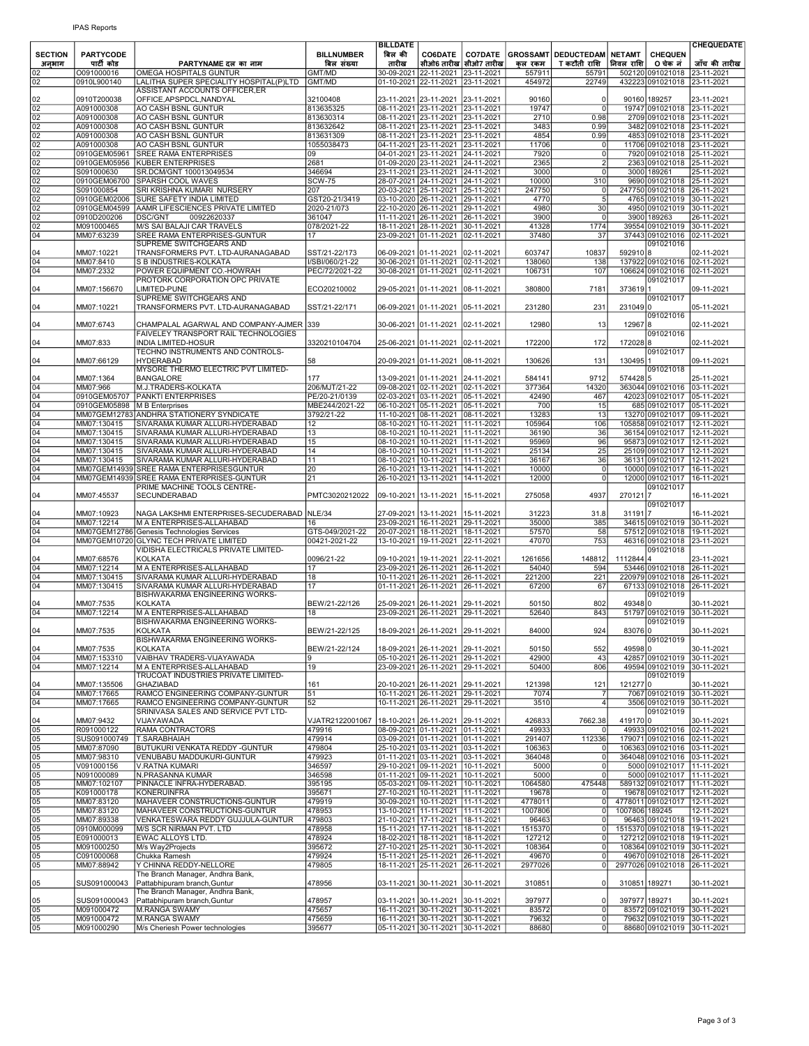| SECTION अनुभाग | PARTYCODE पार्टी कोड | PARTYNAME दल का नाम | BILLNUMBER बिल संख्या | BILLDATE बिल की तारीख | CO6DATE सीओ6 तारीख | CO7DATE सीओ7 तारीख | GROSSAMT कुल रकम | DEDUCTEDAMT कटौती राशि | NETAMT निवल राशि | CHEQUENO चेक नं | CHEQUEDATE जाँच की तारीख |
|---|---|---|---|---|---|---|---|---|---|---|---|
| 02 | O091000016 | OMEGA HOSPITALS GUNTUR | GMT/MD | 30-09-2021 | 22-11-2021 | 23-11-2021 | 557911 | 55791 | 502120 | 091021018 | 23-11-2021 |
| 02 | 0910L900140 | LALITHA SUPER SPECIALITY HOSPITAL(P)LTD | GMT/MD | 01-10-2021 | 22-11-2021 | 23-11-2021 | 454972 | 22749 | 432223 | 091021018 | 23-11-2021 |
| 02 | 0910T200038 | ASSISTANT ACCOUNTS OFFICER,ER OFFICE,APSPDCL,NANDYAL | 32100408 | 23-11-2021 | 23-11-2021 | 23-11-2021 | 90160 | 0 | 90160 | 189257 | 23-11-2021 |
| 02 | A091000308 | AO CASH BSNL GUNTUR | 813635325 | 08-11-2021 | 23-11-2021 | 23-11-2021 | 19747 | 0 | 19747 | 091021018 | 23-11-2021 |
| 02 | A091000308 | AO CASH BSNL GUNTUR | 813630314 | 08-11-2021 | 23-11-2021 | 23-11-2021 | 2710 | 0.98 | 2709 | 091021018 | 23-11-2021 |
| 02 | A091000308 | AO CASH BSNL GUNTUR | 813632642 | 08-11-2021 | 23-11-2021 | 23-11-2021 | 3483 | 0.99 | 3482 | 091021018 | 23-11-2021 |
| 02 | A091000308 | AO CASH BSNL GUNTUR | 813631309 | 08-11-2021 | 23-11-2021 | 23-11-2021 | 4854 | 0.99 | 4853 | 091021018 | 23-11-2021 |
| 02 | A091000308 | AO CASH BSNL GUNTUR | 1055038473 | 04-11-2021 | 23-11-2021 | 23-11-2021 | 11706 | 0 | 11706 | 091021018 | 23-11-2021 |
| 02 | 0910GEM05961 | SREE RAMA ENTERPRISES | 09 | 04-01-2021 | 23-11-2021 | 24-11-2021 | 7920 | 0 | 7920 | 091021018 | 25-11-2021 |
| 02 | 0910GEM05956 | KUBER ENTERPRISES | 2681 | 01-09-2020 | 23-11-2021 | 24-11-2021 | 2365 | 2 | 2363 | 091021018 | 25-11-2021 |
| 02 | S091000630 | SR.DCM/GNT 100013049534 | 346694 | 23-11-2021 | 23-11-2021 | 24-11-2021 | 3000 | 0 | 3000 | 189261 | 25-11-2021 |
| 02 | 0910GEM06700 | SPARSH COOL WAVES | SCW-75 | 28-07-2021 | 24-11-2021 | 24-11-2021 | 10000 | 310 | 9690 | 091021018 | 25-11-2021 |
| 02 | S091000854 | SRI KRISHNA KUMARI NURSERY | 207 | 20-03-2021 | 25-11-2021 | 25-11-2021 | 247750 | 0 | 247750 | 091021018 | 26-11-2021 |
| 02 | 0910GEM02006 | SURE SAFETY INDIA LIMITED | GST20-21/3419 | 03-10-2020 | 26-11-2021 | 29-11-2021 | 4770 | 5 | 4765 | 091021019 | 30-11-2021 |
| 02 | 0910GEM04599 | AAMR LIFESCIENCES PRIVATE LIMITED | 2020-21/073 | 22-10-2020 | 26-11-2021 | 29-11-2021 | 4980 | 30 | 4950 | 091021019 | 30-11-2021 |
| 02 | 0910D200206 | DSC/GNT 00922620337 | 361047 | 11-11-2021 | 26-11-2021 | 26-11-2021 | 3900 | 0 | 3900 | 189263 | 26-11-2021 |
| 02 | M091000465 | M/S SAI BALAJI CAR TRAVELS | 078/2021-22 | 18-11-2021 | 28-11-2021 | 30-11-2021 | 41328 | 1774 | 39554 | 091021019 | 30-11-2021 |
| 04 | MM07:63239 | SREE RAMA ENTERPRISES-GUNTUR | 17 | 23-09-2021 | 01-11-2021 | 02-11-2021 | 37480 | 37 | 37443 | 091021016 | 02-11-2021 |
| 04 | MM07:10221 | SUPREME SWITCHGEARS AND TRANSFORMERS PVT. LTD-AURANAGABAD | SST/21-22/173 | 06-09-2021 | 01-11-2021 | 02-11-2021 | 603747 | 10837 | 592910 | 0910210168 | 02-11-2021 |
| 04 | MM07:8410 | S B INDUSTRIES-KOLKATA | I/SBI/060/21-22 | 30-06-2021 | 01-11-2021 | 02-11-2021 | 138060 | 138 | 137922 | 091021016 | 02-11-2021 |
| 04 | MM07:2332 | POWER EQUIPMENT CO.-HOWRAH | PEC/72/2021-22 | 30-08-2021 | 01-11-2021 | 02-11-2021 | 106731 | 107 | 106624 | 091021016 | 02-11-2021 |
| 04 | MM07:156670 | PROTORK CORPORATION OPC PRIVATE LIMITED-PUNE | ECO20210002 | 29-05-2021 | 01-11-2021 | 08-11-2021 | 380800 | 7181 | 373619 | 0910210171 | 09-11-2021 |
| 04 | MM07:10221 | SUPREME SWITCHGEARS AND TRANSFORMERS PVT. LTD-AURANAGABAD | SST/21-22/171 | 06-09-2021 | 01-11-2021 | 05-11-2021 | 231280 | 231 | 231049 | 0910210170 | 05-11-2021 |
| 04 | MM07:6743 | CHAMPALAL AGARWAL AND COMPANY-AJMER | 339 | 30-06-2021 | 01-11-2021 | 02-11-2021 | 12980 | 13 | 12967 | 0910210168 | 02-11-2021 |
| 04 | MM07:833 | FAIVELEY TRANSPORT RAIL TECHNOLOGIES INDIA LIMITED-HOSUR | 3320210104704 | 25-06-2021 | 01-11-2021 | 02-11-2021 | 172200 | 172 | 172028 | 0910210168 | 02-11-2021 |
| 04 | MM07:66129 | TECHNO INSTRUMENTS AND CONTROLS-HYDERABAD | 58 | 20-09-2021 | 01-11-2021 | 08-11-2021 | 130626 | 131 | 130495 | 0910210171 | 09-11-2021 |
| 04 | MM07:1364 | MYSORE THERMO ELECTRIC PVT LIMITED-BANGALORE | 177 | 13-09-2021 | 01-11-2021 | 24-11-2021 | 584141 | 9712 | 574428 | 0910210185 | 25-11-2021 |
| 04 | MM07:966 | M.J.TRADERS-KOLKATA | 206/MJT/21-22 | 09-08-2021 | 02-11-2021 | 02-11-2021 | 377364 | 14320 | 363044 | 091021016 | 03-11-2021 |
| 04 | 0910GEM05707 | PANKTI ENTERPRISES | PE/20-21/0139 | 02-03-2021 | 03-11-2021 | 05-11-2021 | 42490 | 467 | 42023 | 091021017 | 05-11-2021 |
| 04 | 0910GEM05898 | M B Enterprises | MBE244/2021-22 | 06-10-2021 | 05-11-2021 | 05-11-2021 | 700 | 15 | 685 | 091021017 | 05-11-2021 |
| 04 | MM07GEM12783 | ANDHRA STATIONERY SYNDICATE | 3792/21-22 | 11-10-2021 | 08-11-2021 | 08-11-2021 | 13283 | 13 | 13270 | 091021017 | 09-11-2021 |
| 04 | MM07:130415 | SIVARAMA KUMAR ALLURI-HYDERABAD | 12 | 08-10-2021 | 10-11-2021 | 11-11-2021 | 105964 | 106 | 105858 | 091021017 | 12-11-2021 |
| 04 | MM07:130415 | SIVARAMA KUMAR ALLURI-HYDERABAD | 13 | 08-10-2021 | 10-11-2021 | 11-11-2021 | 36190 | 36 | 36154 | 091021017 | 12-11-2021 |
| 04 | MM07:130415 | SIVARAMA KUMAR ALLURI-HYDERABAD | 15 | 08-10-2021 | 10-11-2021 | 11-11-2021 | 95969 | 96 | 95873 | 091021017 | 12-11-2021 |
| 04 | MM07:130415 | SIVARAMA KUMAR ALLURI-HYDERABAD | 14 | 08-10-2021 | 10-11-2021 | 11-11-2021 | 25134 | 25 | 25109 | 091021017 | 12-11-2021 |
| 04 | MM07:130415 | SIVARAMA KUMAR ALLURI-HYDERABAD | 11 | 08-10-2021 | 10-11-2021 | 11-11-2021 | 36167 | 36 | 36131 | 091021017 | 12-11-2021 |
| 04 | MM07GEM14939 | SREE RAMA ENTERPRISESGUNTUR | 20 | 26-10-2021 | 13-11-2021 | 14-11-2021 | 10000 | 0 | 10000 | 091021017 | 16-11-2021 |
| 04 | MM07GEM14939 | SREE RAMA ENTERPRISES-GUNTUR | 21 | 26-10-2021 | 13-11-2021 | 14-11-2021 | 12000 | 0 | 12000 | 091021017 | 16-11-2021 |
| 04 | MM07:45537 | PRIME MACHINE TOOLS CENTRE-SECUNDERABAD | PMTC3020212022 | 09-10-2021 | 13-11-2021 | 15-11-2021 | 275058 | 4937 | 270121 | 0910210177 | 16-11-2021 |
| 04 | MM07:10923 | NAGA LAKSHMI ENTERPRISES-SECUDERABAD | NLE/34 | 27-09-2021 | 13-11-2021 | 15-11-2021 | 31223 | 31.8 | 31191 | 0910210177 | 16-11-2021 |
| 04 | MM07:12214 | M A ENTERPRISES-ALLAHABAD | 16 | 23-09-2021 | 16-11-2021 | 29-11-2021 | 35000 | 385 | 34615 | 091021019 | 30-11-2021 |
| 04 | MM07GEM12786 | Genesis Technologies Services | GTS-049/2021-22 | 20-07-2021 | 18-11-2021 | 18-11-2021 | 57570 | 58 | 57512 | 091021018 | 19-11-2021 |
| 04 | MM07GEM10720 | GLYNC TECH PRIVATE LIMITED | 00421-2021-22 | 13-10-2021 | 19-11-2021 | 22-11-2021 | 47070 | 753 | 46316 | 091021018 | 23-11-2021 |
| 04 | MM07:68576 | VIDISHA ELECTRICALS PRIVATE LIMITED-KOLKATA | 0096/21-22 | 09-10-2021 | 19-11-2021 | 22-11-2021 | 1261656 | 148812 | 1112844 | 0910210184 | 23-11-2021 |
| 04 | MM07:12214 | M A ENTERPRISES-ALLAHABAD | 17 | 23-09-2021 | 26-11-2021 | 26-11-2021 | 54040 | 594 | 53446 | 091021018 | 26-11-2021 |
| 04 | MM07:130415 | SIVARAMA KUMAR ALLURI-HYDERABAD | 18 | 10-11-2021 | 26-11-2021 | 26-11-2021 | 221200 | 221 | 220979 | 091021018 | 26-11-2021 |
| 04 | MM07:130415 | SIVARAMA KUMAR ALLURI-HYDERABAD | 17 | 01-11-2021 | 26-11-2021 | 26-11-2021 | 67200 | 67 | 67133 | 091021018 | 26-11-2021 |
| 04 | MM07:7535 | BISHWAKARMA ENGINEERING WORKS-KOLKATA | BEW/21-22/126 | 25-09-2021 | 26-11-2021 | 29-11-2021 | 50150 | 802 | 49348 | 0910210190 | 30-11-2021 |
| 04 | MM07:12214 | M A ENTERPRISES-ALLAHABAD | 18 | 23-09-2021 | 26-11-2021 | 29-11-2021 | 52640 | 843 | 51797 | 091021019 | 30-11-2021 |
| 04 | MM07:7535 | BISHWAKARMA ENGINEERING WORKS-KOLKATA | BEW/21-22/125 | 18-09-2021 | 26-11-2021 | 29-11-2021 | 84000 | 924 | 83076 | 0910210190 | 30-11-2021 |
| 04 | MM07:7535 | BISHWAKARMA ENGINEERING WORKS-KOLKATA | BEW/21-22/124 | 18-09-2021 | 26-11-2021 | 29-11-2021 | 50150 | 552 | 49598 | 0910210190 | 30-11-2021 |
| 04 | MM07:153310 | VAIBHAV TRADERS-VIJAYAWADA | 9 | 05-10-2021 | 26-11-2021 | 29-11-2021 | 42900 | 43 | 42857 | 091021019 | 30-11-2021 |
| 04 | MM07:12214 | M A ENTERPRISES-ALLAHABAD | 19 | 23-09-2021 | 26-11-2021 | 29-11-2021 | 50400 | 806 | 49594 | 091021019 | 30-11-2021 |
| 04 | MM07:135506 | TRUCOAT INDUSTRIES PRIVATE LIMITED-GHAZIABAD | 161 | 20-10-2021 | 26-11-2021 | 29-11-2021 | 121398 | 121 | 121277 | 0910210190 | 30-11-2021 |
| 04 | MM07:17665 | RAMCO ENGINEERING COMPANY-GUNTUR | 51 | 10-11-2021 | 26-11-2021 | 29-11-2021 | 7074 | 7 | 7067 | 091021019 | 30-11-2021 |
| 04 | MM07:17665 | RAMCO ENGINEERING COMPANY-GUNTUR | 52 | 10-11-2021 | 26-11-2021 | 29-11-2021 | 3510 | 4 | 3506 | 091021019 | 30-11-2021 |
| 04 | MM07:9432 | SRINIVASA SALES AND SERVICE PVT LTD-VIJAYAWADA | VJATR2122001067 | 18-10-2021 | 26-11-2021 | 29-11-2021 | 426833 | 7662.38 | 419170 | 0910210190 | 30-11-2021 |
| 05 | R091000122 | RAMA CONTRACTORS | 479916 | 08-09-2021 | 01-11-2021 | 01-11-2021 | 49933 | 0 | 49933 | 091021016 | 02-11-2021 |
| 05 | SUS091000749 | T.SARABHAIAH | 479914 | 03-09-2021 | 01-11-2021 | 01-11-2021 | 291407 | 112336 | 179071 | 091021016 | 02-11-2021 |
| 05 | MM07:87090 | BUTUKURI VENKATA REDDY -GUNTUR | 479804 | 25-10-2021 | 03-11-2021 | 03-11-2021 | 106363 | 0 | 106363 | 091021016 | 03-11-2021 |
| 05 | MM07:98310 | VENUBABU MADDUKURI-GUNTUR | 479923 | 01-11-2021 | 03-11-2021 | 03-11-2021 | 364048 | 0 | 364048 | 091021016 | 03-11-2021 |
| 05 | V091000156 | V.RATNA KUMARI | 346597 | 29-10-2021 | 09-11-2021 | 10-11-2021 | 5000 | 0 | 5000 | 091021017 | 11-11-2021 |
| 05 | N091000089 | N.PRASANNA KUMAR | 346598 | 01-11-2021 | 09-11-2021 | 10-11-2021 | 5000 | 0 | 5000 | 091021017 | 11-11-2021 |
| 05 | MM07:102107 | PINNACLE INFRA-HYDERABAD. | 395195 | 05-03-2021 | 09-11-2021 | 10-11-2021 | 1064580 | 475448 | 589132 | 091021017 | 11-11-2021 |
| 05 | K091000178 | KONERUINFRA | 395671 | 27-10-2021 | 10-11-2021 | 11-11-2021 | 19678 | 0 | 19678 | 091021017 | 12-11-2021 |
| 05 | MM07:83120 | MAHAVEER CONSTRUCTIONS-GUNTUR | 479919 | 30-09-2021 | 10-11-2021 | 11-11-2021 | 4778011 | 0 | 4778011 | 091021017 | 12-11-2021 |
| 05 | MM07:83120 | MAHAVEER CONSTRUCTIONS-GUNTUR | 478953 | 13-10-2021 | 11-11-2021 | 11-11-2021 | 1007806 | 0 | 1007806 | 189245 | 12-11-2021 |
| 05 | MM07:89338 | VENKATESWARA REDDY GUJJULA-GUNTUR | 479803 | 21-10-2021 | 17-11-2021 | 18-11-2021 | 96463 | 0 | 96463 | 091021018 | 19-11-2021 |
| 05 | 0910M000099 | M/S SCR NIRMAN PVT. LTD | 478958 | 15-11-2021 | 17-11-2021 | 18-11-2021 | 1515370 | 0 | 1515370 | 091021018 | 19-11-2021 |
| 05 | E091000013 | EWAC ALLOYS LTD. | 478924 | 18-02-2021 | 18-11-2021 | 18-11-2021 | 127212 | 0 | 127212 | 091021018 | 19-11-2021 |
| 05 | M091000250 | M/s Way2Projects | 395672 | 27-10-2021 | 25-11-2021 | 30-11-2021 | 108364 | 0 | 108364 | 091021019 | 30-11-2021 |
| 05 | C091000068 | Chukka Ramesh | 479924 | 15-11-2021 | 25-11-2021 | 26-11-2021 | 49670 | 0 | 49670 | 091021018 | 26-11-2021 |
| 05 | MM07:88942 | Y CHINNA REDDY-NELLORE | 479805 | 18-11-2021 | 25-11-2021 | 26-11-2021 | 2977026 | 0 | 2977026 | 091021018 | 26-11-2021 |
| 05 | SUS091000043 | The Branch Manager, Andhra Bank, Pattabhipuram branch,Guntur | 478956 | 03-11-2021 | 30-11-2021 | 30-11-2021 | 310851 | 0 | 310851 | 189271 | 30-11-2021 |
| 05 | SUS091000043 | The Branch Manager, Andhra Bank, Pattabhipuram branch,Guntur | 478957 | 03-11-2021 | 30-11-2021 | 30-11-2021 | 397977 | 0 | 397977 | 189271 | 30-11-2021 |
| 05 | M091000472 | M.RANGA SWAMY | 475657 | 16-11-2021 | 30-11-2021 | 30-11-2021 | 83572 | 0 | 83572 | 091021019 | 30-11-2021 |
| 05 | M091000472 | M.RANGA SWAMY | 475659 | 16-11-2021 | 30-11-2021 | 30-11-2021 | 79632 | 0 | 79632 | 091021019 | 30-11-2021 |
| 05 | M091000290 | M/s Cheriesh Power technologies | 395677 | 05-11-2021 | 30-11-2021 | 30-11-2021 | 88680 | 0 | 88680 | 091021019 | 30-11-2021 |